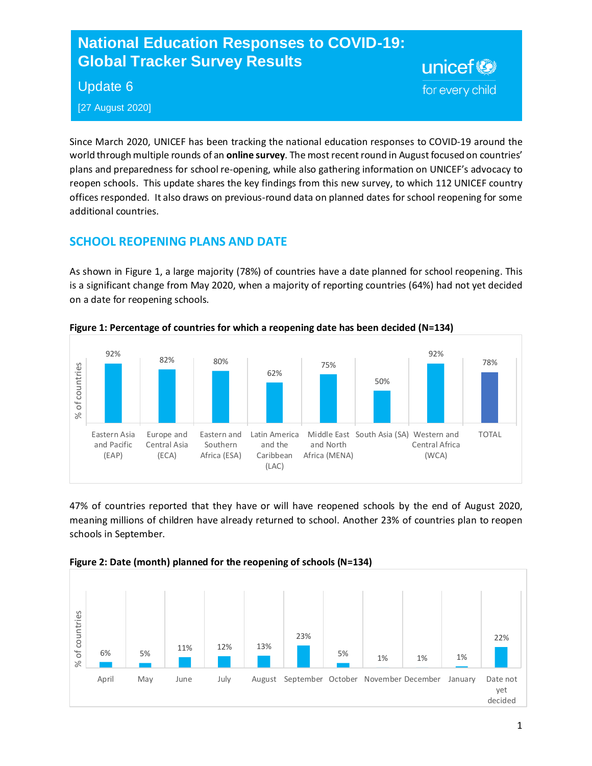# National Education Responses to COVID-19: Global Tracker Survey Results

## Update 6

[27 August 2020]

unicef for every child

Since March 2020, UNICEF has been tracking the national education responses to COVID-19 around the world through multiple rounds of an **online survey**. The most recent round in August focused on countries' plans and preparedness for school re-opening, while also gathering information on UNICEF's advocacy to reopen schools. This update shares the key findings from this new survey, to which 112 UNICEF country offices responded. It also draws on previous-round data on planned dates for school reopening for some additional countries.

## SCHOOL REOPENING PLANS AND DATE

As shown in Figure 1, a large majority (78%) of countries have a date planned for school reopening. This is a significant change from May 2020, when a majority of reporting countries (64%) had not yet decided on a date for reopening schools.

**Figure 1: Percentage of countries for which a reopening date has been decided (N=134)**

| Region | % of countries |
|---|---|
| Eastern Asia and Pacific (EAP) | 92% |
| Europe and Central Asia (ECA) | 82% |
| Eastern and Southern Africa (ESA) | 80% |
| Latin America and the Caribbean (LAC) | 62% |
| Middle East and North Africa (MENA) | 75% |
| South Asia (SA) | 50% |
| Western and Central Africa (WCA) | 92% |
| TOTAL | 78% |

47% of countries reported that they have or will have reopened schools by the end of August 2020, meaning millions of children have already returned to school. Another 23% of countries plan to reopen schools in September.

**Figure 2: Date (month) planned for the reopening of schools (N=134)**

| Month | % of countries |
|---|---|
| April | 6% |
| May | 5% |
| June | 11% |
| July | 12% |
| August | 13% |
| September | 23% |
| October | 5% |
| November | 1% |
| December | 1% |
| January | 1% |
| Date not yet decided | 22% |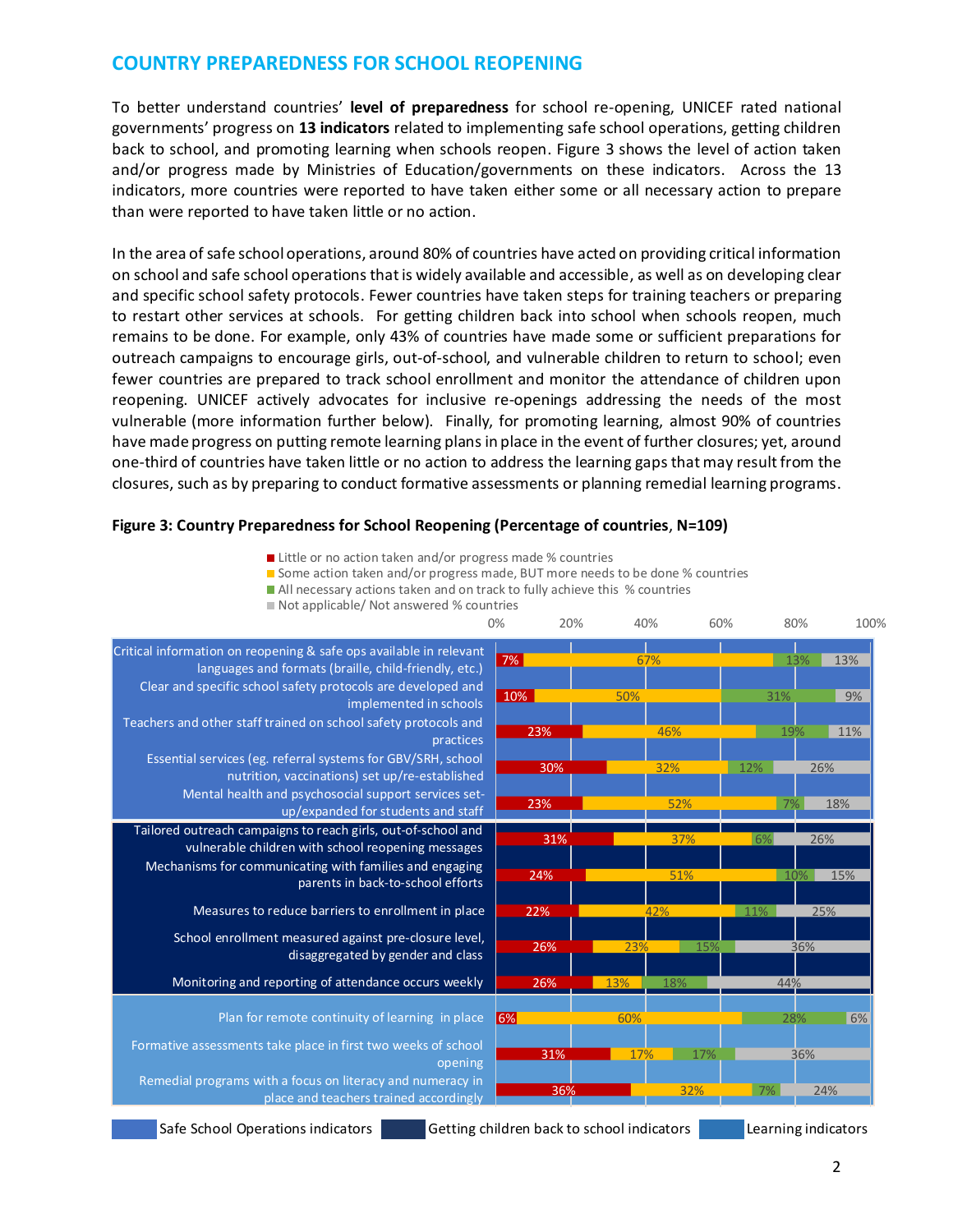## COUNTRY PREPAREDNESS FOR SCHOOL REOPENING

To better understand countries' **level of preparedness** for school re-opening, UNICEF rated national governments' progress on **13 indicators** related to implementing safe school operations, getting children back to school, and promoting learning when schools reopen. Figure 3 shows the level of action taken and/or progress made by Ministries of Education/governments on these indicators. Across the 13 indicators, more countries were reported to have taken either some or all necessary action to prepare than were reported to have taken little or no action.

In the area of safe school operations, around 80% of countries have acted on providing critical information on school and safe school operations that is widely available and accessible, as well as on developing clear and specific school safety protocols. Fewer countries have taken steps for training teachers or preparing to restart other services at schools. For getting children back into school when schools reopen, much remains to be done. For example, only 43% of countries have made some or sufficient preparations for outreach campaigns to encourage girls, out-of-school, and vulnerable children to return to school; even fewer countries are prepared to track school enrollment and monitor the attendance of children upon reopening. UNICEF actively advocates for inclusive re-openings addressing the needs of the most vulnerable (more information further below). Finally, for promoting learning, almost 90% of countries have made progress on putting remote learning plans in place in the event of further closures; yet, around one-third of countries have taken little or no action to address the learning gaps that may result from the closures, such as by preparing to conduct formative assessments or planning remedial learning programs.

**Figure 3: Country Preparedness for School Reopening (Percentage of countries, N=109)**

| Indicator | Little or no action taken and/or progress made % countries | Some action taken and/or progress made, BUT more needs to be done % countries | All necessary actions taken and on track to fully achieve this % countries | Not applicable/ Not answered % countries |
|---|---|---|---|---|
| **Safe School Operations indicators** | | | | |
| Critical information on reopening & safe ops available in relevant languages and formats (braille, child-friendly, etc.) | 7% | 67% | 13% | 13% |
| Clear and specific school safety protocols are developed and implemented in schools | 10% | 50% | 31% | 9% |
| Teachers and other staff trained on school safety protocols and practices | 23% | 46% | 19% | 11% |
| Essential services (eg. referral systems for GBV/SRH, school nutrition, vaccinations) set up/re-established | 30% | 32% | 12% | 26% |
| Mental health and psychosocial support services set-up/expanded for students and staff | 23% | 52% | 7% | 18% |
| **Getting children back to school indicators** | | | | |
| Tailored outreach campaigns to reach girls, out-of-school and vulnerable children with school reopening messages | 31% | 37% | 6% | 26% |
| Mechanisms for communicating with families and engaging parents in back-to-school efforts | 24% | 51% | 10% | 15% |
| Measures to reduce barriers to enrollment in place | 22% | 42% | 11% | 25% |
| School enrollment measured against pre-closure level, disaggregated by gender and class | 26% | 23% | 15% | 36% |
| Monitoring and reporting of attendance occurs weekly | 26% | 13% | 18% | 44% |
| **Learning indicators** | | | | |
| Plan for remote continuity of learning in place | 6% | 60% | 28% | 6% |
| Formative assessments take place in first two weeks of school opening | 31% | 17% | 17% | 36% |
| Remedial programs with a focus on literacy and numeracy in place and teachers trained accordingly | 36% | 32% | 7% | 24% |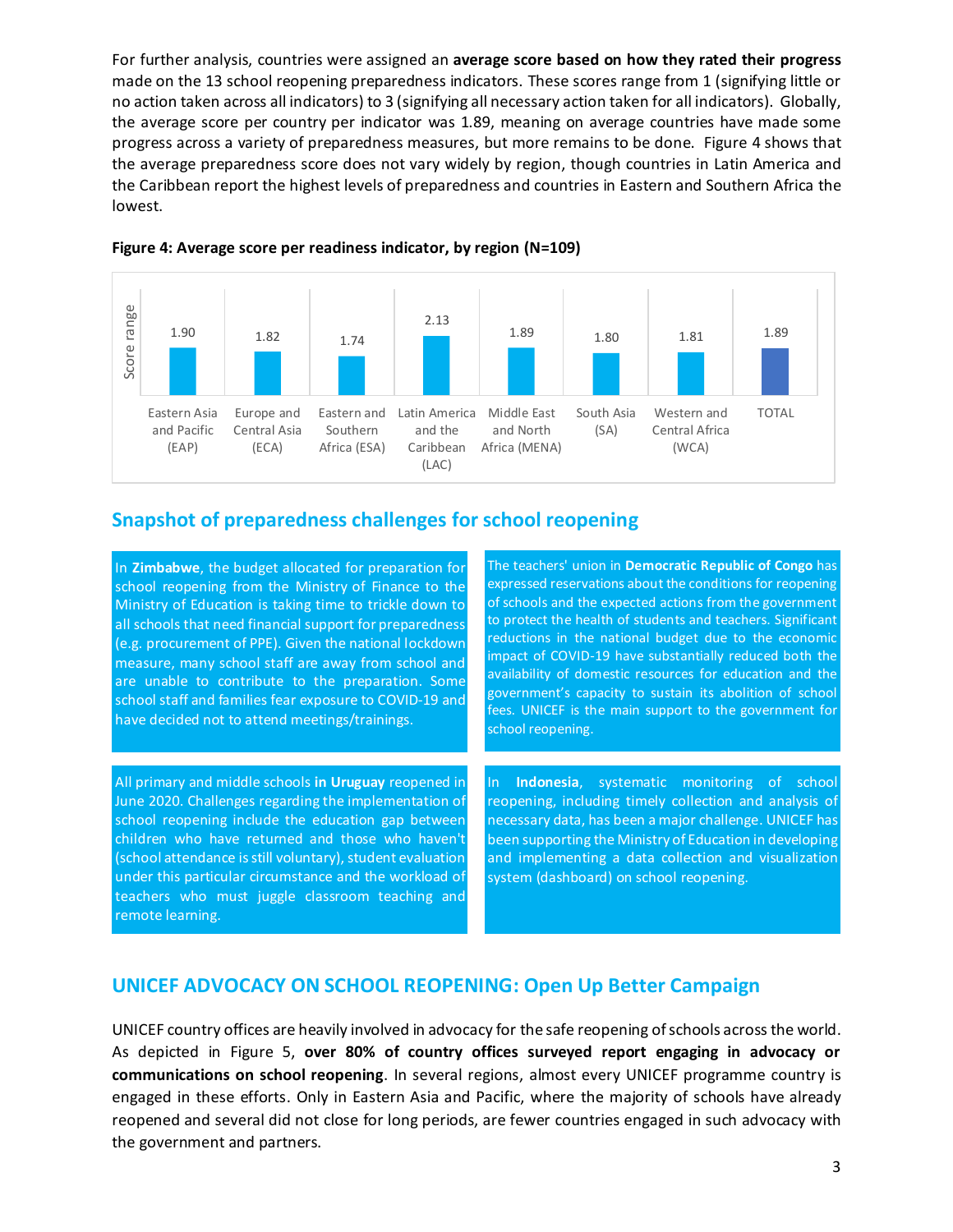For further analysis, countries were assigned an **average score based on how they rated their progress** made on the 13 school reopening preparedness indicators. These scores range from 1 (signifying little or no action taken across all indicators) to 3 (signifying all necessary action taken for all indicators). Globally, the average score per country per indicator was 1.89, meaning on average countries have made some progress across a variety of preparedness measures, but more remains to be done. Figure 4 shows that the average preparedness score does not vary widely by region, though countries in Latin America and the Caribbean report the highest levels of preparedness and countries in Eastern and Southern Africa the lowest.

**Figure 4: Average score per readiness indicator, by region (N=109)**

| Region | Score range |
|---|---|
| Eastern Asia and Pacific (EAP) | 1.90 |
| Europe and Central Asia (ECA) | 1.82 |
| Eastern and Southern Africa (ESA) | 1.74 |
| Latin America and the Caribbean (LAC) | 2.13 |
| Middle East and North Africa (MENA) | 1.89 |
| South Asia (SA) | 1.80 |
| Western and Central Africa (WCA) | 1.81 |
| TOTAL | 1.89 |

## Snapshot of preparedness challenges for school reopening

In **Zimbabwe**, the budget allocated for preparation for school reopening from the Ministry of Finance to the Ministry of Education is taking time to trickle down to all schools that need financial support for preparedness (e.g. procurement of PPE). Given the national lockdown measure, many school staff are away from school and are unable to contribute to the preparation. Some school staff and families fear exposure to COVID-19 and have decided not to attend meetings/trainings.

The teachers' union in **Democratic Republic of Congo** has expressed reservations about the conditions for reopening of schools and the expected actions from the government to protect the health of students and teachers. Significant reductions in the national budget due to the economic impact of COVID-19 have substantially reduced both the availability of domestic resources for education and the government's capacity to sustain its abolition of school fees. UNICEF is the main support to the government for school reopening.

All primary and middle schools **in Uruguay** reopened in June 2020. Challenges regarding the implementation of school reopening include the education gap between children who have returned and those who haven't (school attendance is still voluntary), student evaluation under this particular circumstance and the workload of teachers who must juggle classroom teaching and remote learning.

In **Indonesia**, systematic monitoring of school reopening, including timely collection and analysis of necessary data, has been a major challenge. UNICEF has been supporting the Ministry of Education in developing and implementing a data collection and visualization system (dashboard) on school reopening.

## UNICEF ADVOCACY ON SCHOOL REOPENING: Open Up Better Campaign

UNICEF country offices are heavily involved in advocacy for the safe reopening of schools across the world. As depicted in Figure 5, **over 80% of country offices surveyed report engaging in advocacy or communications on school reopening**. In several regions, almost every UNICEF programme country is engaged in these efforts. Only in Eastern Asia and Pacific, where the majority of schools have already reopened and several did not close for long periods, are fewer countries engaged in such advocacy with the government and partners.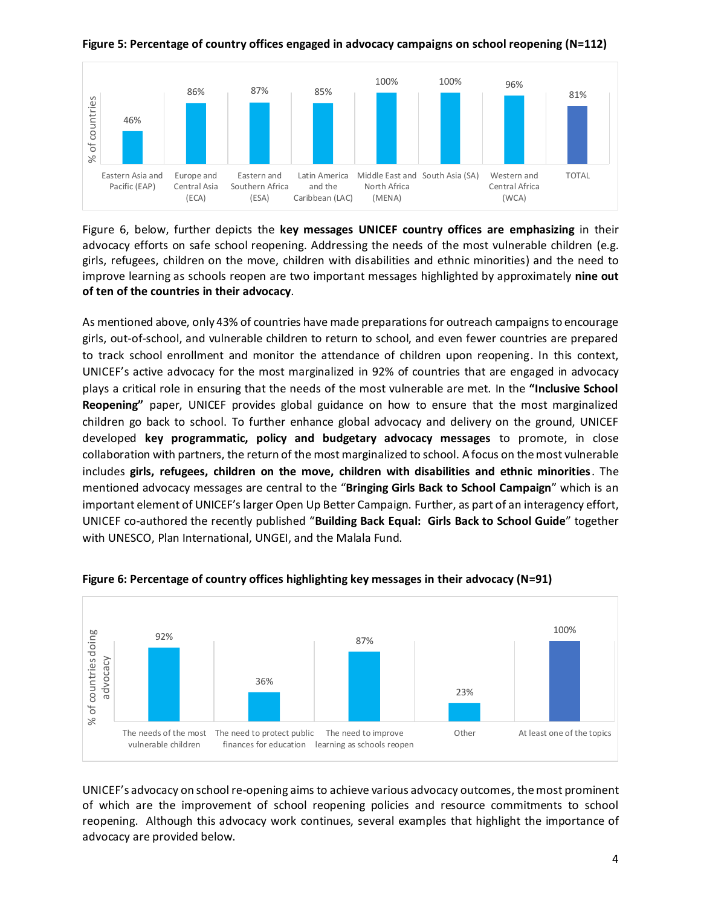**Figure 5: Percentage of country offices engaged in advocacy campaigns on school reopening (N=112)**

| Region | % of countries |
| --- | --- |
| Eastern Asia and Pacific (EAP) | 46% |
| Europe and Central Asia (ECA) | 86% |
| Eastern and Southern Africa (ESA) | 87% |
| Latin America and the Caribbean (LAC) | 85% |
| Middle East and North Africa (MENA) | 100% |
| South Asia (SA) | 100% |
| Western and Central Africa (WCA) | 96% |
| TOTAL | 81% |

Figure 6, below, further depicts the **key messages UNICEF country offices are emphasizing** in their advocacy efforts on safe school reopening. Addressing the needs of the most vulnerable children (e.g. girls, refugees, children on the move, children with disabilities and ethnic minorities) and the need to improve learning as schools reopen are two important messages highlighted by approximately **nine out of ten of the countries in their advocacy**.

As mentioned above, only 43% of countries have made preparations for outreach campaigns to encourage girls, out-of-school, and vulnerable children to return to school, and even fewer countries are prepared to track school enrollment and monitor the attendance of children upon reopening. In this context, UNICEF's active advocacy for the most marginalized in 92% of countries that are engaged in advocacy plays a critical role in ensuring that the needs of the most vulnerable are met. In the **"Inclusive School Reopening"** paper, UNICEF provides global guidance on how to ensure that the most marginalized children go back to school. To further enhance global advocacy and delivery on the ground, UNICEF developed **key programmatic, policy and budgetary advocacy messages** to promote, in close collaboration with partners, the return of the most marginalized to school. A focus on the most vulnerable includes **girls, refugees, children on the move, children with disabilities and ethnic minorities**. The mentioned advocacy messages are central to the "**Bringing Girls Back to School Campaign**" which is an important element of UNICEF's larger Open Up Better Campaign. Further, as part of an interagency effort, UNICEF co-authored the recently published "**Building Back Equal: Girls Back to School Guide**" together with UNESCO, Plan International, UNGEI, and the Malala Fund.

**Figure 6: Percentage of country offices highlighting key messages in their advocacy (N=91)**

| Key message | % of countries doing advocacy |
| --- | --- |
| The needs of the most vulnerable children | 92% |
| The need to protect public finances for education | 36% |
| The need to improve learning as schools reopen | 87% |
| Other | 23% |
| At least one of the topics | 100% |

UNICEF's advocacy on school re-opening aims to achieve various advocacy outcomes, the most prominent of which are the improvement of school reopening policies and resource commitments to school reopening. Although this advocacy work continues, several examples that highlight the importance of advocacy are provided below.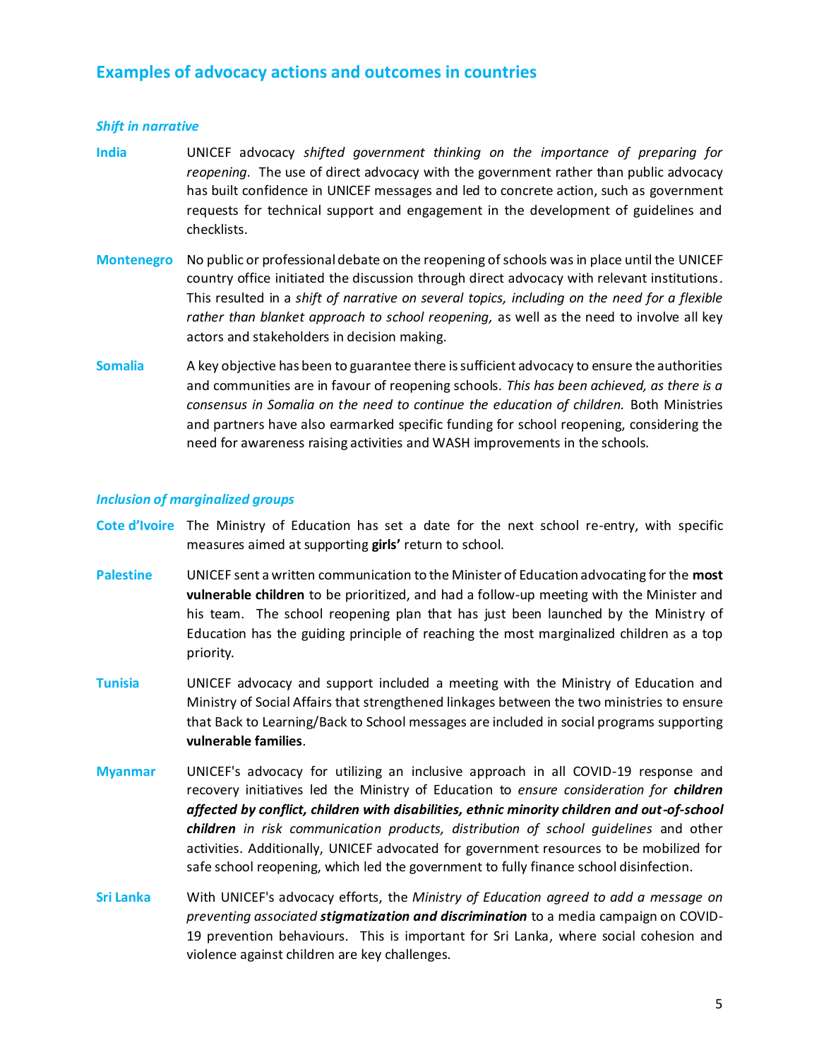## Examples of advocacy actions and outcomes in countries

### *Shift in narrative*

**India** UNICEF advocacy *shifted government thinking on the importance of preparing for reopening*. The use of direct advocacy with the government rather than public advocacy has built confidence in UNICEF messages and led to concrete action, such as government requests for technical support and engagement in the development of guidelines and checklists.

**Montenegro** No public or professional debate on the reopening of schools was in place until the UNICEF country office initiated the discussion through direct advocacy with relevant institutions. This resulted in a *shift of narrative on several topics, including on the need for a flexible rather than blanket approach to school reopening,* as well as the need to involve all key actors and stakeholders in decision making.

**Somalia** A key objective has been to guarantee there is sufficient advocacy to ensure the authorities and communities are in favour of reopening schools. *This has been achieved, as there is a consensus in Somalia on the need to continue the education of children.* Both Ministries and partners have also earmarked specific funding for school reopening, considering the need for awareness raising activities and WASH improvements in the schools.

### *Inclusion of marginalized groups*

**Cote d'Ivoire** The Ministry of Education has set a date for the next school re-entry, with specific measures aimed at supporting **girls'** return to school.

**Palestine** UNICEF sent a written communication to the Minister of Education advocating for the **most vulnerable children** to be prioritized, and had a follow-up meeting with the Minister and his team. The school reopening plan that has just been launched by the Ministry of Education has the guiding principle of reaching the most marginalized children as a top priority.

**Tunisia** UNICEF advocacy and support included a meeting with the Ministry of Education and Ministry of Social Affairs that strengthened linkages between the two ministries to ensure that Back to Learning/Back to School messages are included in social programs supporting **vulnerable families**.

**Myanmar** UNICEF's advocacy for utilizing an inclusive approach in all COVID-19 response and recovery initiatives led the Ministry of Education to *ensure consideration for* ***children affected by conflict, children with disabilities, ethnic minority children and out-of-school children*** *in risk communication products, distribution of school guidelines* and other activities. Additionally, UNICEF advocated for government resources to be mobilized for safe school reopening, which led the government to fully finance school disinfection.

**Sri Lanka** With UNICEF's advocacy efforts, the *Ministry of Education agreed to add a message on preventing associated* ***stigmatization and discrimination*** to a media campaign on COVID-19 prevention behaviours. This is important for Sri Lanka, where social cohesion and violence against children are key challenges.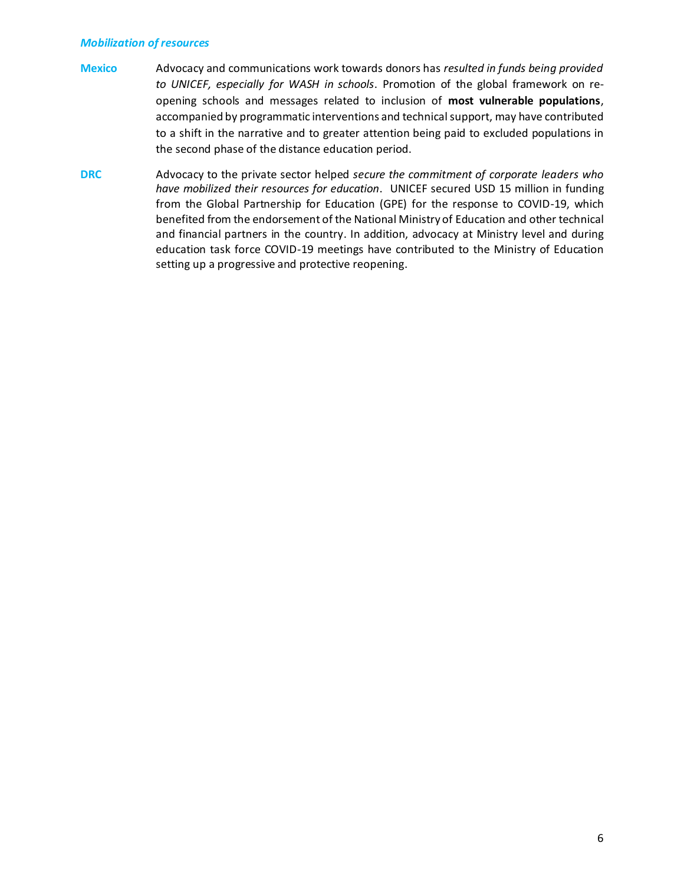### *Mobilization of resources*

**Mexico** Advocacy and communications work towards donors has *resulted in funds being provided to UNICEF, especially for WASH in schools*. Promotion of the global framework on re-opening schools and messages related to inclusion of **most vulnerable populations**, accompanied by programmatic interventions and technical support, may have contributed to a shift in the narrative and to greater attention being paid to excluded populations in the second phase of the distance education period.

**DRC** Advocacy to the private sector helped *secure the commitment of corporate leaders who have mobilized their resources for education*. UNICEF secured USD 15 million in funding from the Global Partnership for Education (GPE) for the response to COVID-19, which benefited from the endorsement of the National Ministry of Education and other technical and financial partners in the country. In addition, advocacy at Ministry level and during education task force COVID-19 meetings have contributed to the Ministry of Education setting up a progressive and protective reopening.